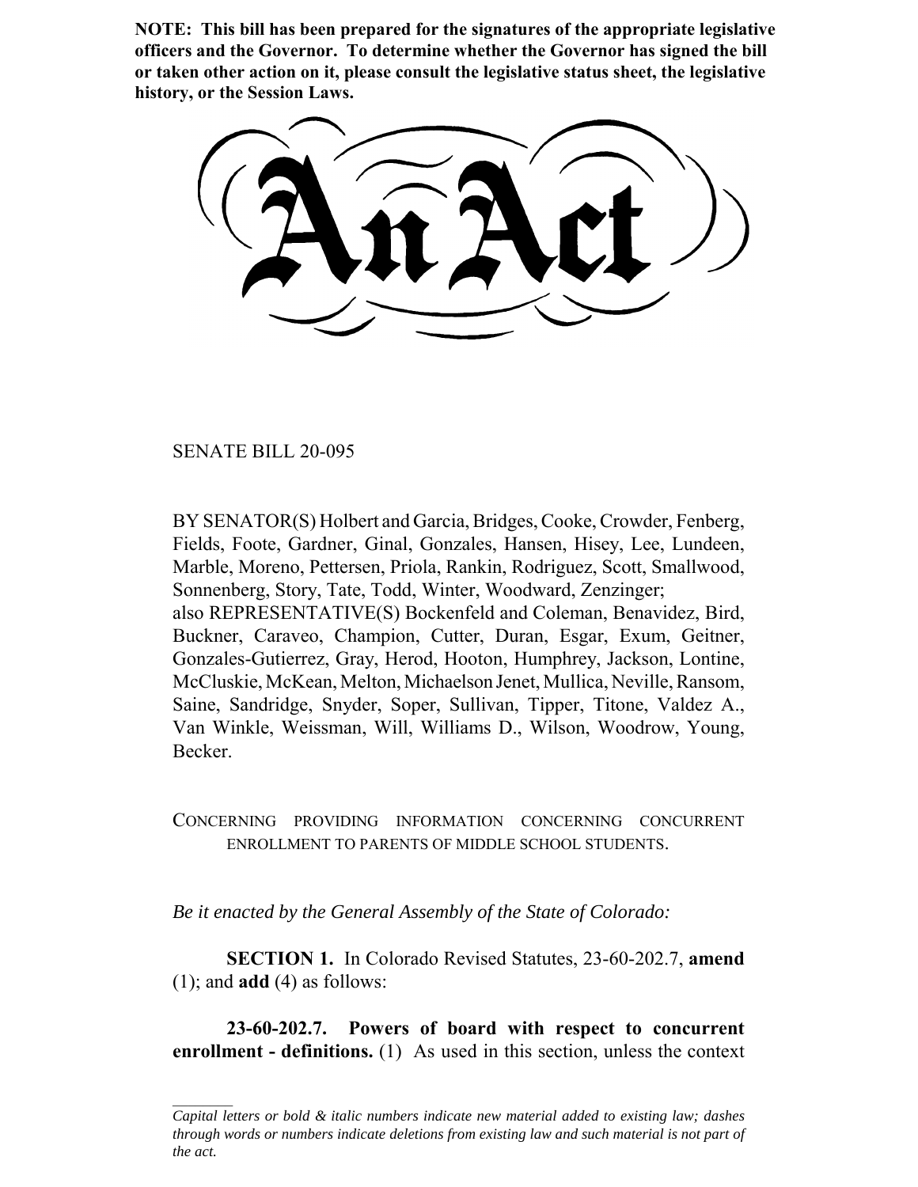**NOTE: This bill has been prepared for the signatures of the appropriate legislative officers and the Governor. To determine whether the Governor has signed the bill or taken other action on it, please consult the legislative status sheet, the legislative history, or the Session Laws.**

# An Act

SENATE BILL 20-095

BY SENATOR(S) Holbert and Garcia, Bridges, Cooke, Crowder, Fenberg, Fields, Foote, Gardner, Ginal, Gonzales, Hansen, Hisey, Lee, Lundeen, Marble, Moreno, Pettersen, Priola, Rankin, Rodriguez, Scott, Smallwood, Sonnenberg, Story, Tate, Todd, Winter, Woodward, Zenzinger;
also REPRESENTATIVE(S) Bockenfeld and Coleman, Benavidez, Bird, Buckner, Caraveo, Champion, Cutter, Duran, Esgar, Exum, Geitner, Gonzales-Gutierrez, Gray, Herod, Hooton, Humphrey, Jackson, Lontine, McCluskie, McKean, Melton, Michaelson Jenet, Mullica, Neville, Ransom, Saine, Sandridge, Snyder, Soper, Sullivan, Tipper, Titone, Valdez A., Van Winkle, Weissman, Will, Williams D., Wilson, Woodrow, Young, Becker.

CONCERNING PROVIDING INFORMATION CONCERNING CONCURRENT ENROLLMENT TO PARENTS OF MIDDLE SCHOOL STUDENTS.

*Be it enacted by the General Assembly of the State of Colorado:*

**SECTION 1.** In Colorado Revised Statutes, 23-60-202.7, **amend** (1); and **add** (4) as follows:

**23-60-202.7. Powers of board with respect to concurrent enrollment - definitions.** (1) As used in this section, unless the context

*Capital letters or bold & italic numbers indicate new material added to existing law; dashes through words or numbers indicate deletions from existing law and such material is not part of the act.*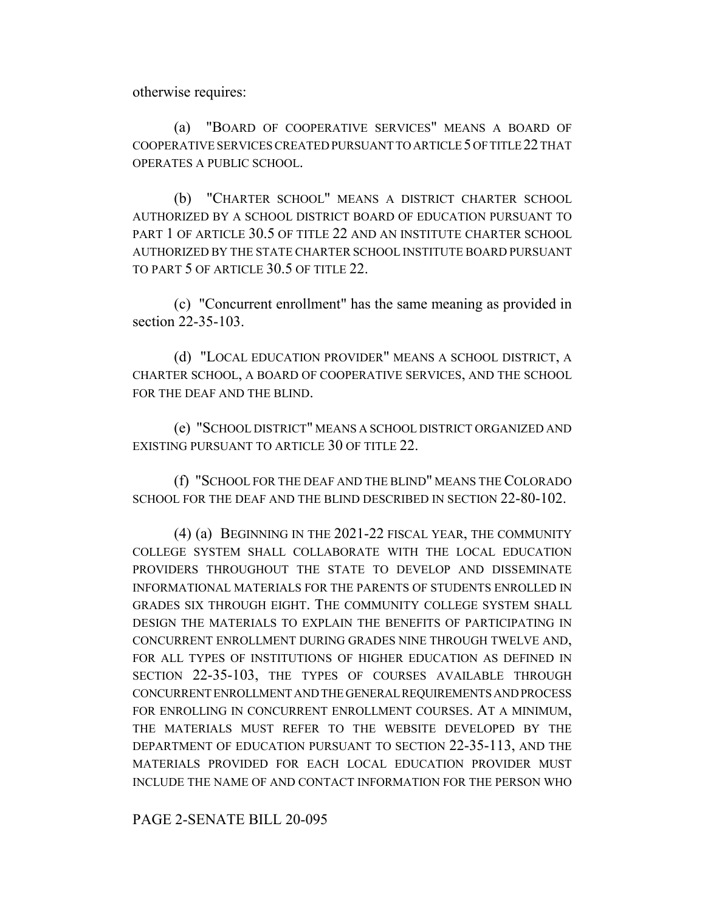otherwise requires:

(a) "BOARD OF COOPERATIVE SERVICES" MEANS A BOARD OF COOPERATIVE SERVICES CREATED PURSUANT TO ARTICLE 5 OF TITLE 22 THAT OPERATES A PUBLIC SCHOOL.

(b) "CHARTER SCHOOL" MEANS A DISTRICT CHARTER SCHOOL AUTHORIZED BY A SCHOOL DISTRICT BOARD OF EDUCATION PURSUANT TO PART 1 OF ARTICLE 30.5 OF TITLE 22 AND AN INSTITUTE CHARTER SCHOOL AUTHORIZED BY THE STATE CHARTER SCHOOL INSTITUTE BOARD PURSUANT TO PART 5 OF ARTICLE 30.5 OF TITLE 22.

(c) "Concurrent enrollment" has the same meaning as provided in section 22-35-103.

(d) "LOCAL EDUCATION PROVIDER" MEANS A SCHOOL DISTRICT, A CHARTER SCHOOL, A BOARD OF COOPERATIVE SERVICES, AND THE SCHOOL FOR THE DEAF AND THE BLIND.

(e) "SCHOOL DISTRICT" MEANS A SCHOOL DISTRICT ORGANIZED AND EXISTING PURSUANT TO ARTICLE 30 OF TITLE 22.

(f) "SCHOOL FOR THE DEAF AND THE BLIND" MEANS THE COLORADO SCHOOL FOR THE DEAF AND THE BLIND DESCRIBED IN SECTION 22-80-102.

(4) (a) BEGINNING IN THE 2021-22 FISCAL YEAR, THE COMMUNITY COLLEGE SYSTEM SHALL COLLABORATE WITH THE LOCAL EDUCATION PROVIDERS THROUGHOUT THE STATE TO DEVELOP AND DISSEMINATE INFORMATIONAL MATERIALS FOR THE PARENTS OF STUDENTS ENROLLED IN GRADES SIX THROUGH EIGHT. THE COMMUNITY COLLEGE SYSTEM SHALL DESIGN THE MATERIALS TO EXPLAIN THE BENEFITS OF PARTICIPATING IN CONCURRENT ENROLLMENT DURING GRADES NINE THROUGH TWELVE AND, FOR ALL TYPES OF INSTITUTIONS OF HIGHER EDUCATION AS DEFINED IN SECTION 22-35-103, THE TYPES OF COURSES AVAILABLE THROUGH CONCURRENT ENROLLMENT AND THE GENERAL REQUIREMENTS AND PROCESS FOR ENROLLING IN CONCURRENT ENROLLMENT COURSES. AT A MINIMUM, THE MATERIALS MUST REFER TO THE WEBSITE DEVELOPED BY THE DEPARTMENT OF EDUCATION PURSUANT TO SECTION 22-35-113, AND THE MATERIALS PROVIDED FOR EACH LOCAL EDUCATION PROVIDER MUST INCLUDE THE NAME OF AND CONTACT INFORMATION FOR THE PERSON WHO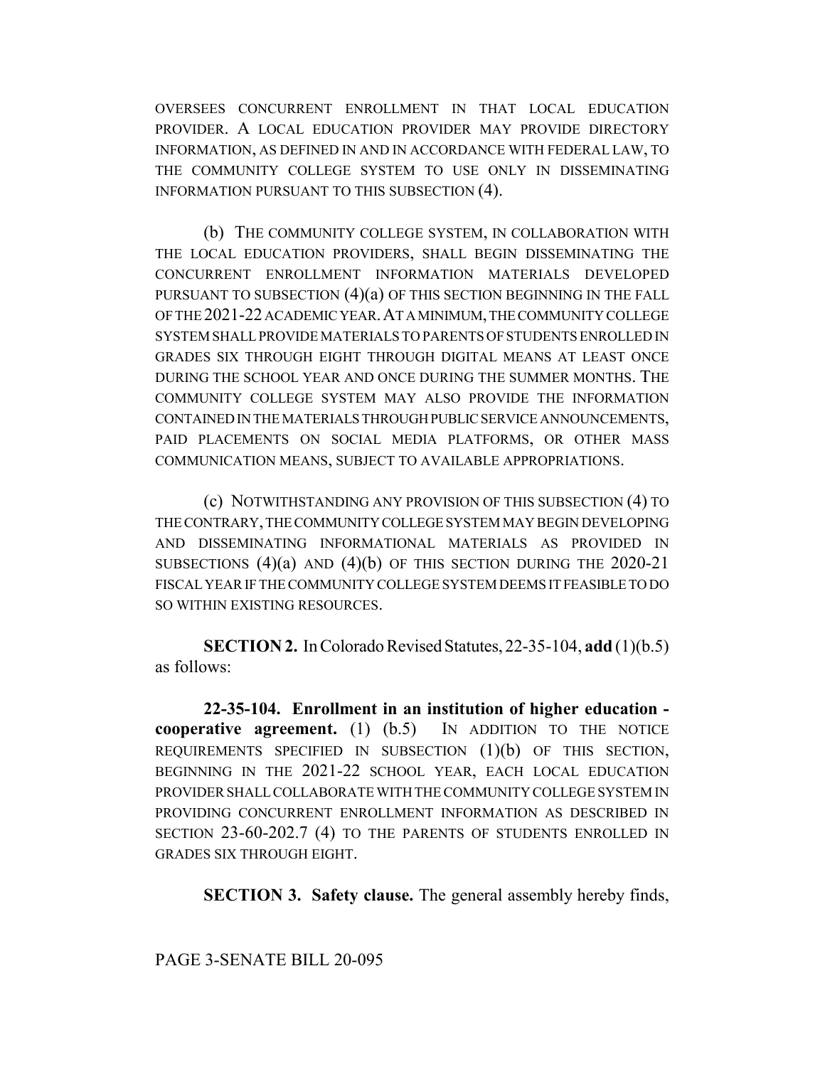OVERSEES CONCURRENT ENROLLMENT IN THAT LOCAL EDUCATION PROVIDER. A LOCAL EDUCATION PROVIDER MAY PROVIDE DIRECTORY INFORMATION, AS DEFINED IN AND IN ACCORDANCE WITH FEDERAL LAW, TO THE COMMUNITY COLLEGE SYSTEM TO USE ONLY IN DISSEMINATING INFORMATION PURSUANT TO THIS SUBSECTION (4).

(b) THE COMMUNITY COLLEGE SYSTEM, IN COLLABORATION WITH THE LOCAL EDUCATION PROVIDERS, SHALL BEGIN DISSEMINATING THE CONCURRENT ENROLLMENT INFORMATION MATERIALS DEVELOPED PURSUANT TO SUBSECTION (4)(a) OF THIS SECTION BEGINNING IN THE FALL OF THE 2021-22 ACADEMIC YEAR. AT A MINIMUM, THE COMMUNITY COLLEGE SYSTEM SHALL PROVIDE MATERIALS TO PARENTS OF STUDENTS ENROLLED IN GRADES SIX THROUGH EIGHT THROUGH DIGITAL MEANS AT LEAST ONCE DURING THE SCHOOL YEAR AND ONCE DURING THE SUMMER MONTHS. THE COMMUNITY COLLEGE SYSTEM MAY ALSO PROVIDE THE INFORMATION CONTAINED IN THE MATERIALS THROUGH PUBLIC SERVICE ANNOUNCEMENTS, PAID PLACEMENTS ON SOCIAL MEDIA PLATFORMS, OR OTHER MASS COMMUNICATION MEANS, SUBJECT TO AVAILABLE APPROPRIATIONS.

(c) NOTWITHSTANDING ANY PROVISION OF THIS SUBSECTION (4) TO THE CONTRARY, THE COMMUNITY COLLEGE SYSTEM MAY BEGIN DEVELOPING AND DISSEMINATING INFORMATIONAL MATERIALS AS PROVIDED IN SUBSECTIONS (4)(a) AND (4)(b) OF THIS SECTION DURING THE 2020-21 FISCAL YEAR IF THE COMMUNITY COLLEGE SYSTEM DEEMS IT FEASIBLE TO DO SO WITHIN EXISTING RESOURCES.

**SECTION 2.** In Colorado Revised Statutes, 22-35-104, **add** (1)(b.5) as follows:

**22-35-104. Enrollment in an institution of higher education - cooperative agreement.** (1) (b.5) IN ADDITION TO THE NOTICE REQUIREMENTS SPECIFIED IN SUBSECTION (1)(b) OF THIS SECTION, BEGINNING IN THE 2021-22 SCHOOL YEAR, EACH LOCAL EDUCATION PROVIDER SHALL COLLABORATE WITH THE COMMUNITY COLLEGE SYSTEM IN PROVIDING CONCURRENT ENROLLMENT INFORMATION AS DESCRIBED IN SECTION 23-60-202.7 (4) TO THE PARENTS OF STUDENTS ENROLLED IN GRADES SIX THROUGH EIGHT.

**SECTION 3. Safety clause.** The general assembly hereby finds,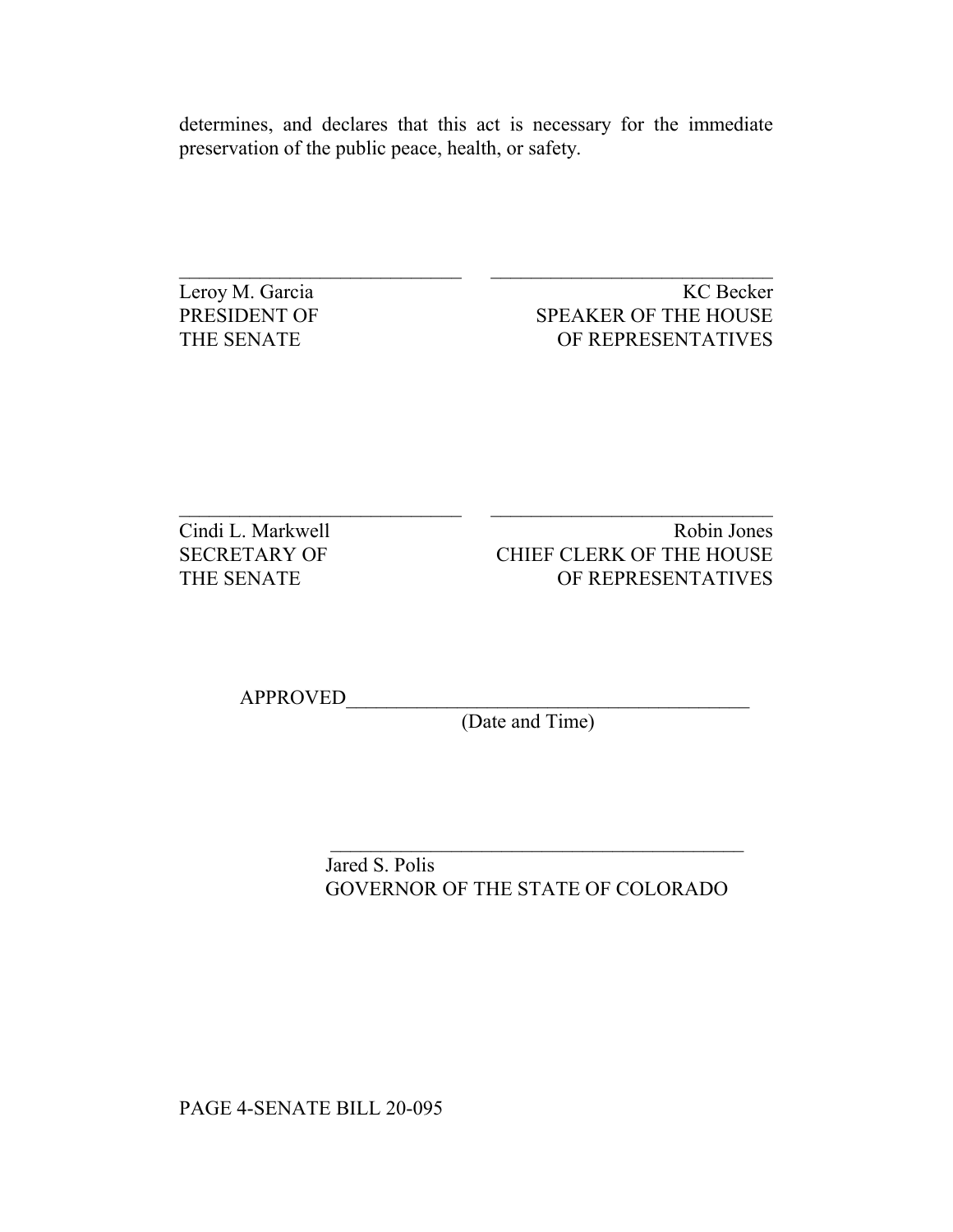determines, and declares that this act is necessary for the immediate preservation of the public peace, health, or safety.

| | |
|---|---|
| ____________________________ | ____________________________ |
| Leroy M. Garcia | KC Becker |
| PRESIDENT OF | SPEAKER OF THE HOUSE |
| THE SENATE | OF REPRESENTATIVES |

| | |
|---|---|
| ____________________________ | ____________________________ |
| Cindi L. Markwell | Robin Jones |
| SECRETARY OF | CHIEF CLERK OF THE HOUSE |
| THE SENATE | OF REPRESENTATIVES |

APPROVED________________________________________
(Date and Time)

_________________________________________
Jared S. Polis
GOVERNOR OF THE STATE OF COLORADO

PAGE 4-SENATE BILL 20-095